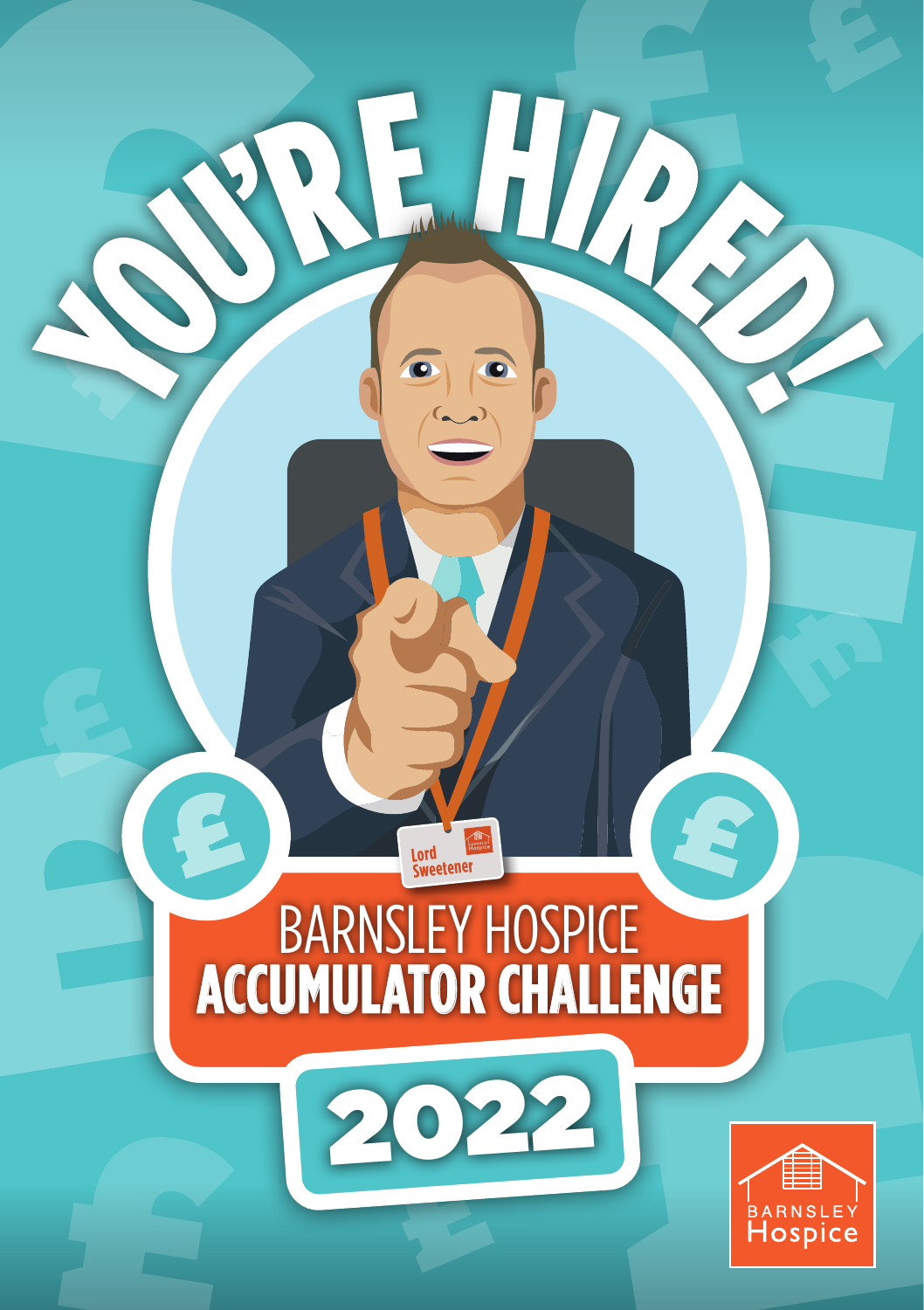# YOU'RE HIRED!

Lord Sweetener

## BARNSLEY HOSPICE
## ACCUMULATOR CHALLENGE

## 2022

BARNSLEY Hospice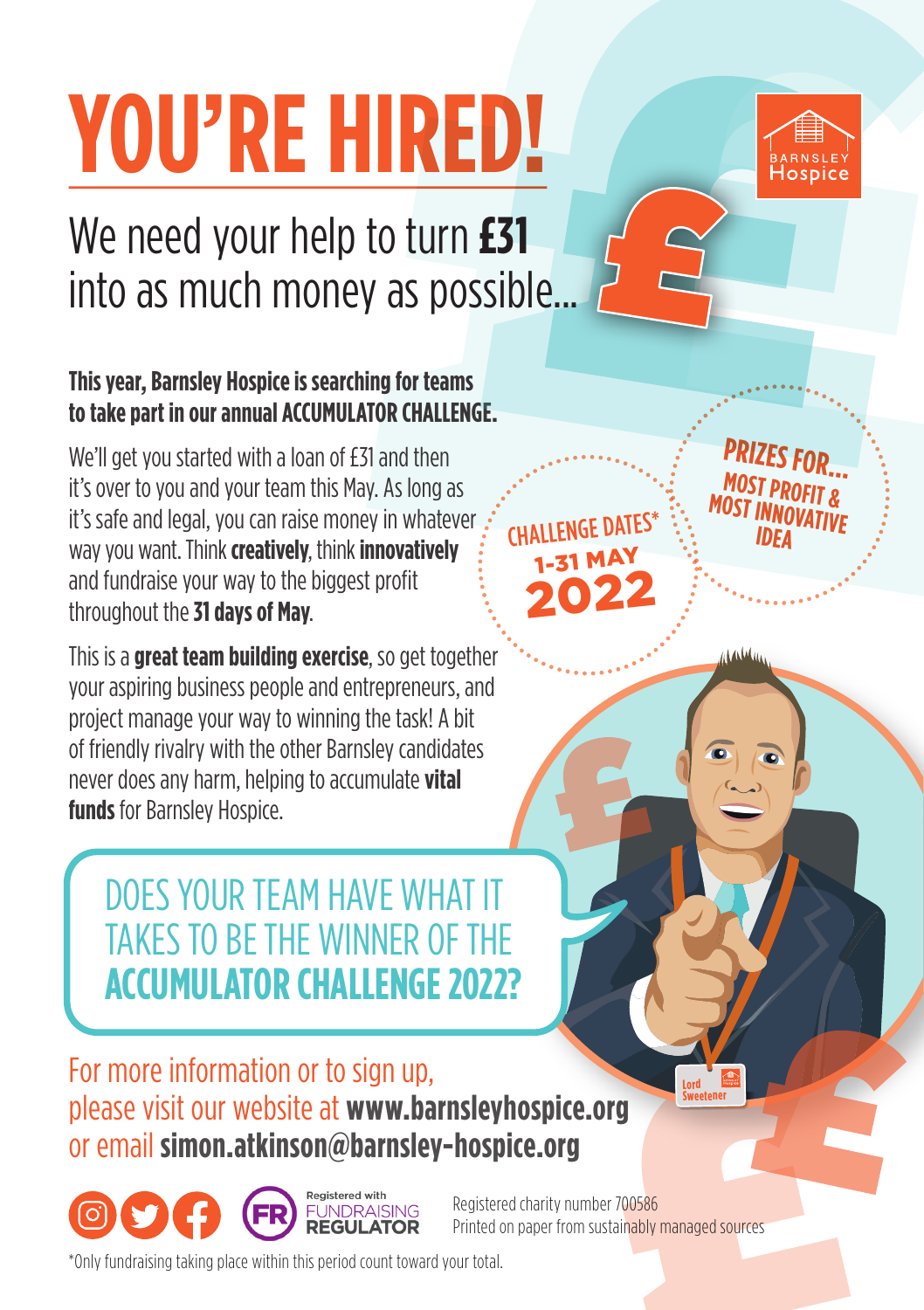# YOU'RE HIRED!

## We need your help to turn **£31** into as much money as possible...

BARNSLEY Hospice

**This year, Barnsley Hospice is searching for teams to take part in our annual ACCUMULATOR CHALLENGE.**

We'll get you started with a loan of £31 and then it's over to you and your team this May. As long as it's safe and legal, you can raise money in whatever way you want. Think **creatively**, think **innovatively** and fundraise your way to the biggest profit throughout the **31 days of May**.

This is a **great team building exercise**, so get together your aspiring business people and entrepreneurs, and project manage your way to winning the task! A bit of friendly rivalry with the other Barnsley candidates never does any harm, helping to accumulate **vital funds** for Barnsley Hospice.

CHALLENGE DATES*
1-31 MAY
2022

PRIZES FOR...
MOST PROFIT &
MOST INNOVATIVE IDEA

DOES YOUR TEAM HAVE WHAT IT TAKES TO BE THE WINNER OF THE **ACCUMULATOR CHALLENGE 2022?**

Lord Sweetener

For more information or to sign up, please visit our website at **www.barnsleyhospice.org** or email **simon.atkinson@barnsley-hospice.org**

Registered with FUNDRAISING REGULATOR

Registered charity number 700586
Printed on paper from sustainably managed sources

*Only fundraising taking place within this period count toward your total.